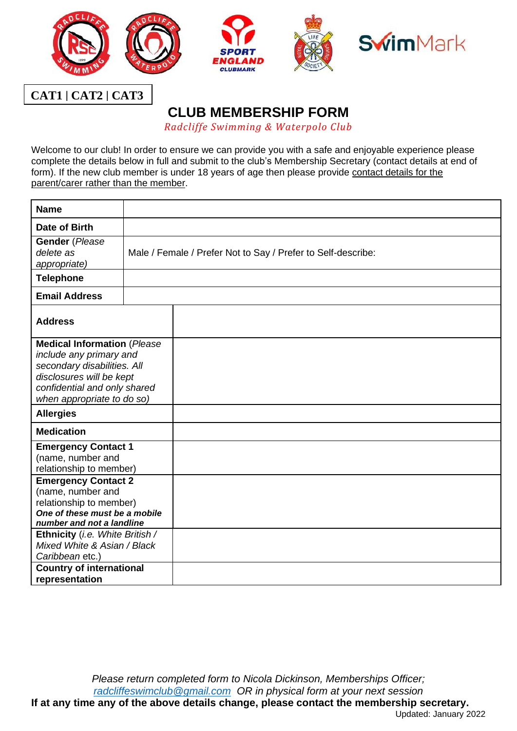CAT1 | CAT2 | CAT3

# CLUB MEMBERSHIP FORM

*Radcliffe Swimming & Waterpolo Club*

Welcome to our club! In order to ensure we can provide you with a safe and enjoyable experience please complete the details below in full and submit to the club's Membership Secretary (contact details at end of form). If the new club member is under 18 years of age then please provide contact details for the parent/carer rather than the member.

| | |
|---|---|
| **Name** | |
| **Date of Birth** | |
| **Gender** (*Please delete as appropriate)* | Male / Female / Prefer Not to Say / Prefer to Self-describe: |
| **Telephone** | |
| **Email Address** | |
| **Address** | |
| **Medical Information** (*Please include any primary and secondary disabilities. All disclosures will be kept confidential and only shared when appropriate to do so)* | |
| **Allergies** | |
| **Medication** | |
| **Emergency Contact 1** (name, number and relationship to member) | |
| **Emergency Contact 2** (name, number and relationship to member) ***One of these must be a mobile number and not a landline*** | |
| **Ethnicity** (*i.e. White British / Mixed White & Asian / Black Caribbean* etc.) | |
| **Country of international representation** | |

*Please return completed form to Nicola Dickinson, Memberships Officer; radcliffeswimclub@gmail.com OR in physical form at your next session*

**If at any time any of the above details change, please contact the membership secretary.**

Updated: January 2022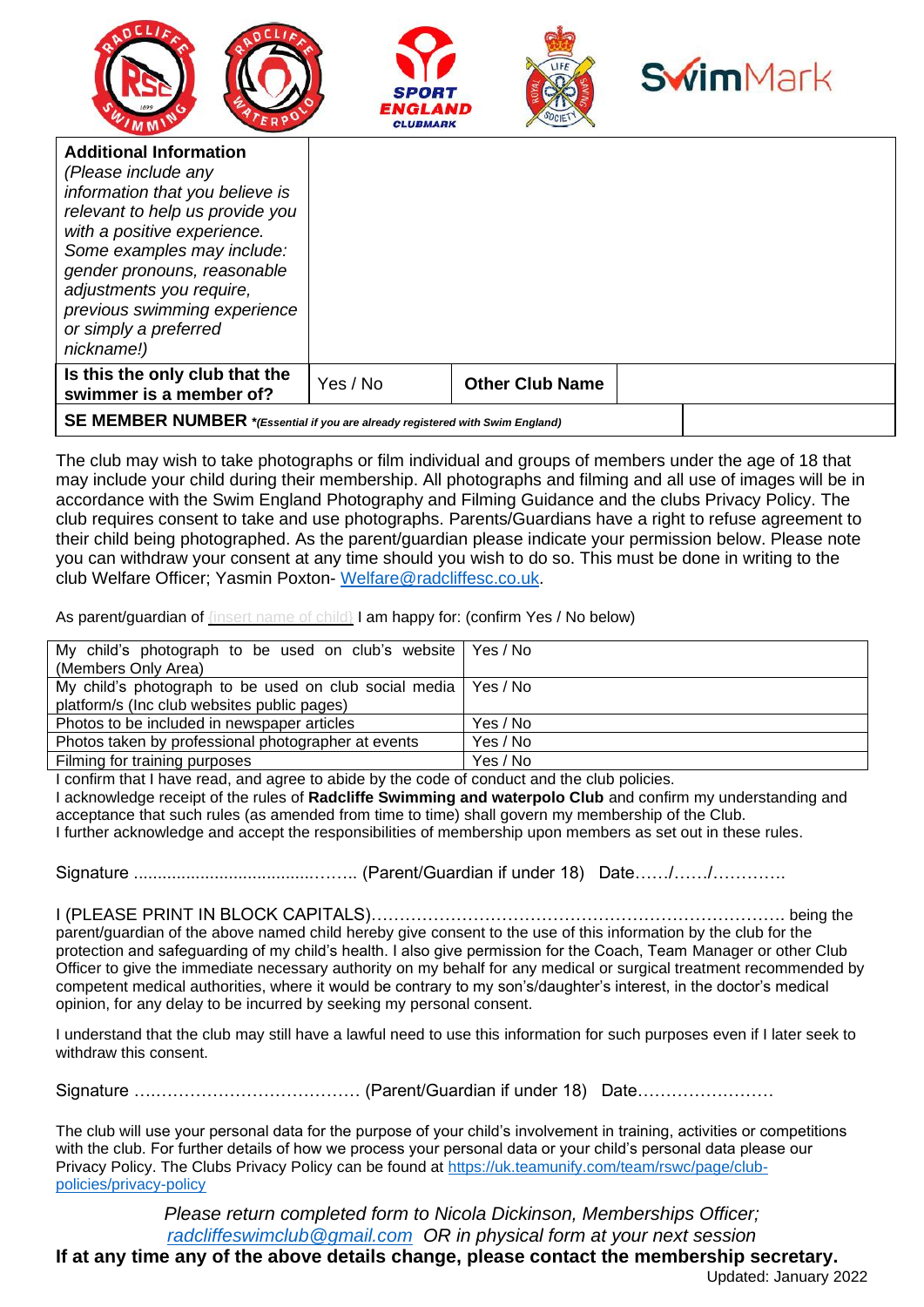| | | | |
|---|---|---|---|
| **Additional Information** *(Please include any information that you believe is relevant to help us provide you with a positive experience. Some examples may include: gender pronouns, reasonable adjustments you require, previous swimming experience or simply a preferred nickname!)* | | | |
| **Is this the only club that the swimmer is a member of?** | Yes / No | **Other Club Name** | |
| **SE MEMBER NUMBER** ***(Essential if you are already registered with Swim England)*** | | | |

The club may wish to take photographs or film individual and groups of members under the age of 18 that may include your child during their membership. All photographs and filming and all use of images will be in accordance with the Swim England Photography and Filming Guidance and the clubs Privacy Policy. The club requires consent to take and use photographs. Parents/Guardians have a right to refuse agreement to their child being photographed. As the parent/guardian please indicate your permission below. Please note you can withdraw your consent at any time should you wish to do so. This must be done in writing to the club Welfare Officer; Yasmin Poxton- Welfare@radcliffesc.co.uk.

As parent/guardian of {insert name of child} I am happy for: (confirm Yes / No below)

| | |
|---|---|
| My child's photograph to be used on club's website (Members Only Area) | Yes / No |
| My child's photograph to be used on club social media platform/s (Inc club websites public pages) | Yes / No |
| Photos to be included in newspaper articles | Yes / No |
| Photos taken by professional photographer at events | Yes / No |
| Filming for training purposes | Yes / No |

I confirm that I have read, and agree to abide by the code of conduct and the club policies.
I acknowledge receipt of the rules of **Radcliffe Swimming and waterpolo Club** and confirm my understanding and acceptance that such rules (as amended from time to time) shall govern my membership of the Club.
I further acknowledge and accept the responsibilities of membership upon members as set out in these rules.

Signature ........................................…….. (Parent/Guardian if under 18) Date……/……/………….

I (PLEASE PRINT IN BLOCK CAPITALS)………………………………………………………………. being the parent/guardian of the above named child hereby give consent to the use of this information by the club for the protection and safeguarding of my child's health. I also give permission for the Coach, Team Manager or other Club Officer to give the immediate necessary authority on my behalf for any medical or surgical treatment recommended by competent medical authorities, where it would be contrary to my son's/daughter's interest, in the doctor's medical opinion, for any delay to be incurred by seeking my personal consent.

I understand that the club may still have a lawful need to use this information for such purposes even if I later seek to withdraw this consent.

Signature ….………………………………. (Parent/Guardian if under 18) Date……………………

The club will use your personal data for the purpose of your child's involvement in training, activities or competitions with the club. For further details of how we process your personal data or your child's personal data please our Privacy Policy. The Clubs Privacy Policy can be found at https://uk.teamunify.com/team/rswc/page/club-policies/privacy-policy

*Please return completed form to Nicola Dickinson, Memberships Officer; radcliffeswimclub@gmail.com OR in physical form at your next session*

**If at any time any of the above details change, please contact the membership secretary.**

Updated: January 2022